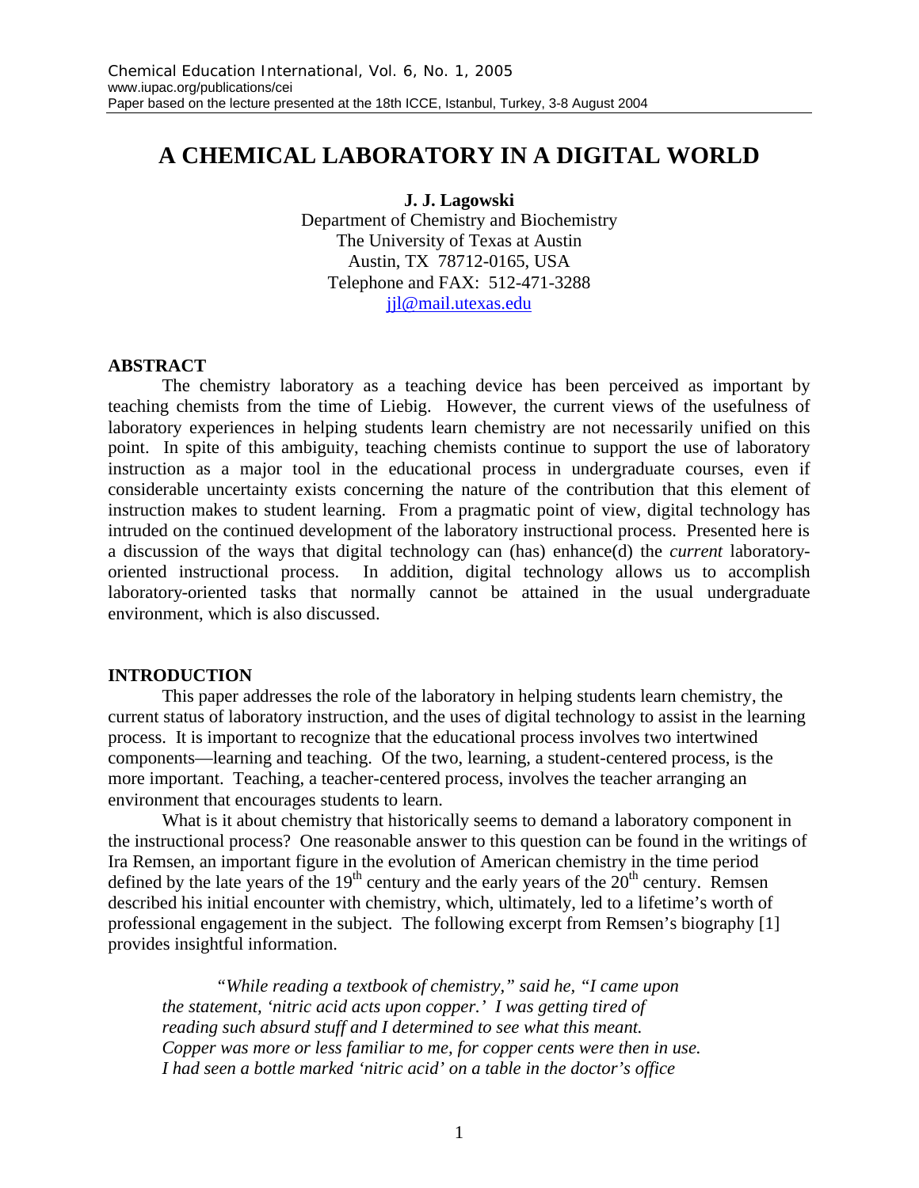# A CHEMICAL LABORATORY IN A DIGITAL WORLD

**J. J. Lagowski**
Department of Chemistry and Biochemistry
The University of Texas at Austin
Austin, TX 78712-0165, USA
Telephone and FAX: 512-471-3288
jjl@mail.utexas.edu

## ABSTRACT

The chemistry laboratory as a teaching device has been perceived as important by teaching chemists from the time of Liebig. However, the current views of the usefulness of laboratory experiences in helping students learn chemistry are not necessarily unified on this point. In spite of this ambiguity, teaching chemists continue to support the use of laboratory instruction as a major tool in the educational process in undergraduate courses, even if considerable uncertainty exists concerning the nature of the contribution that this element of instruction makes to student learning. From a pragmatic point of view, digital technology has intruded on the continued development of the laboratory instructional process. Presented here is a discussion of the ways that digital technology can (has) enhance(d) the *current* laboratory-oriented instructional process. In addition, digital technology allows us to accomplish laboratory-oriented tasks that normally cannot be attained in the usual undergraduate environment, which is also discussed.

## INTRODUCTION

This paper addresses the role of the laboratory in helping students learn chemistry, the current status of laboratory instruction, and the uses of digital technology to assist in the learning process. It is important to recognize that the educational process involves two intertwined components—learning and teaching. Of the two, learning, a student-centered process, is the more important. Teaching, a teacher-centered process, involves the teacher arranging an environment that encourages students to learn.

What is it about chemistry that historically seems to demand a laboratory component in the instructional process? One reasonable answer to this question can be found in the writings of Ira Remsen, an important figure in the evolution of American chemistry in the time period defined by the late years of the 19th century and the early years of the 20th century. Remsen described his initial encounter with chemistry, which, ultimately, led to a lifetime's worth of professional engagement in the subject. The following excerpt from Remsen's biography [1] provides insightful information.

> *"While reading a textbook of chemistry," said he, "I came upon the statement, 'nitric acid acts upon copper.' I was getting tired of reading such absurd stuff and I determined to see what this meant. Copper was more or less familiar to me, for copper cents were then in use. I had seen a bottle marked 'nitric acid' on a table in the doctor's office*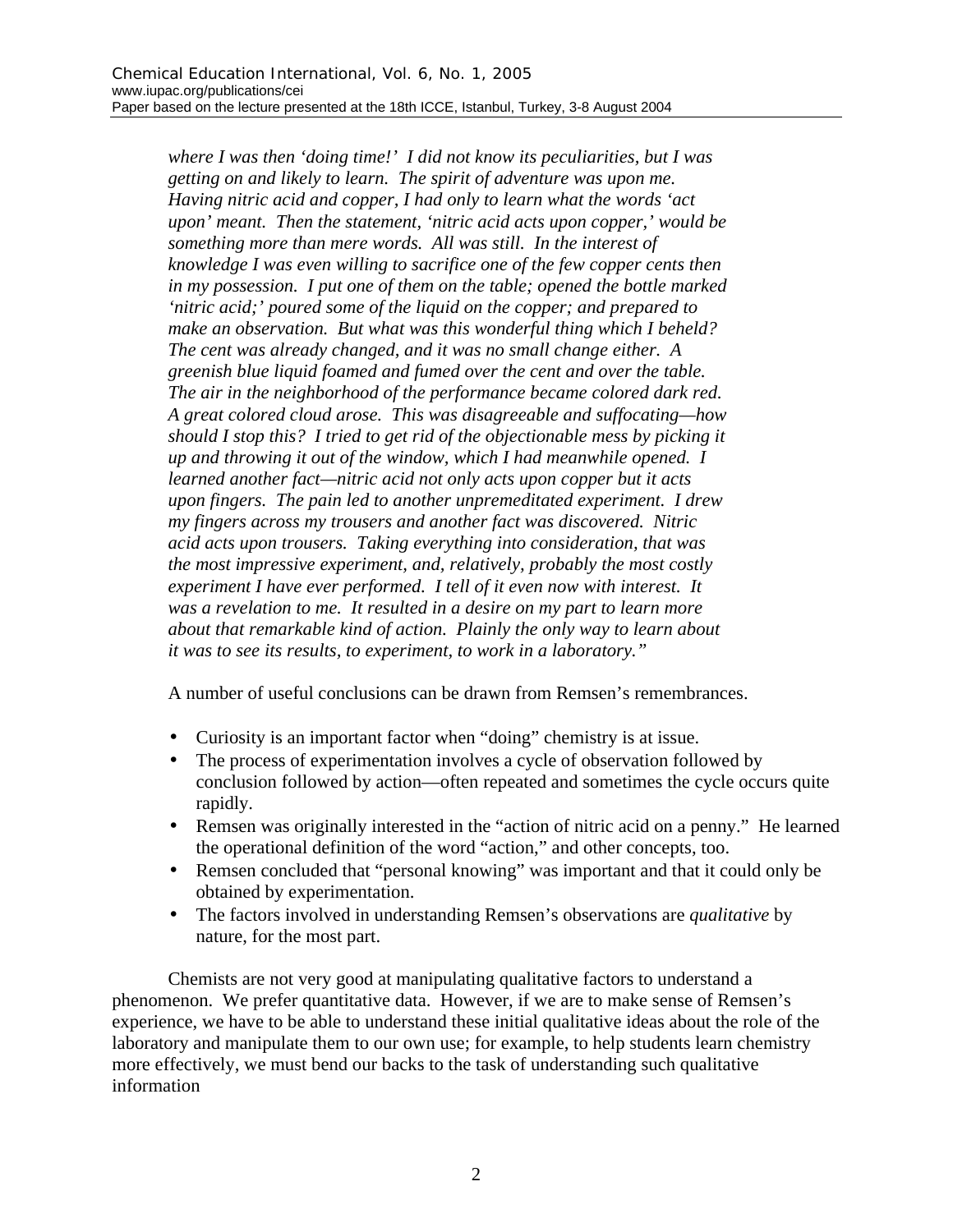*where I was then 'doing time!' I did not know its peculiarities, but I was getting on and likely to learn. The spirit of adventure was upon me. Having nitric acid and copper, I had only to learn what the words 'act upon' meant. Then the statement, 'nitric acid acts upon copper,' would be something more than mere words. All was still. In the interest of knowledge I was even willing to sacrifice one of the few copper cents then in my possession. I put one of them on the table; opened the bottle marked 'nitric acid;' poured some of the liquid on the copper; and prepared to make an observation. But what was this wonderful thing which I beheld? The cent was already changed, and it was no small change either. A greenish blue liquid foamed and fumed over the cent and over the table. The air in the neighborhood of the performance became colored dark red. A great colored cloud arose. This was disagreeable and suffocating—how should I stop this? I tried to get rid of the objectionable mess by picking it up and throwing it out of the window, which I had meanwhile opened. I learned another fact—nitric acid not only acts upon copper but it acts upon fingers. The pain led to another unpremeditated experiment. I drew my fingers across my trousers and another fact was discovered. Nitric acid acts upon trousers. Taking everything into consideration, that was the most impressive experiment, and, relatively, probably the most costly experiment I have ever performed. I tell of it even now with interest. It was a revelation to me. It resulted in a desire on my part to learn more about that remarkable kind of action. Plainly the only way to learn about it was to see its results, to experiment, to work in a laboratory."*

A number of useful conclusions can be drawn from Remsen's remembrances.

- Curiosity is an important factor when "doing" chemistry is at issue.
- The process of experimentation involves a cycle of observation followed by conclusion followed by action—often repeated and sometimes the cycle occurs quite rapidly.
- Remsen was originally interested in the "action of nitric acid on a penny." He learned the operational definition of the word "action," and other concepts, too.
- Remsen concluded that "personal knowing" was important and that it could only be obtained by experimentation.
- The factors involved in understanding Remsen's observations are *qualitative* by nature, for the most part.

Chemists are not very good at manipulating qualitative factors to understand a phenomenon. We prefer quantitative data. However, if we are to make sense of Remsen's experience, we have to be able to understand these initial qualitative ideas about the role of the laboratory and manipulate them to our own use; for example, to help students learn chemistry more effectively, we must bend our backs to the task of understanding such qualitative information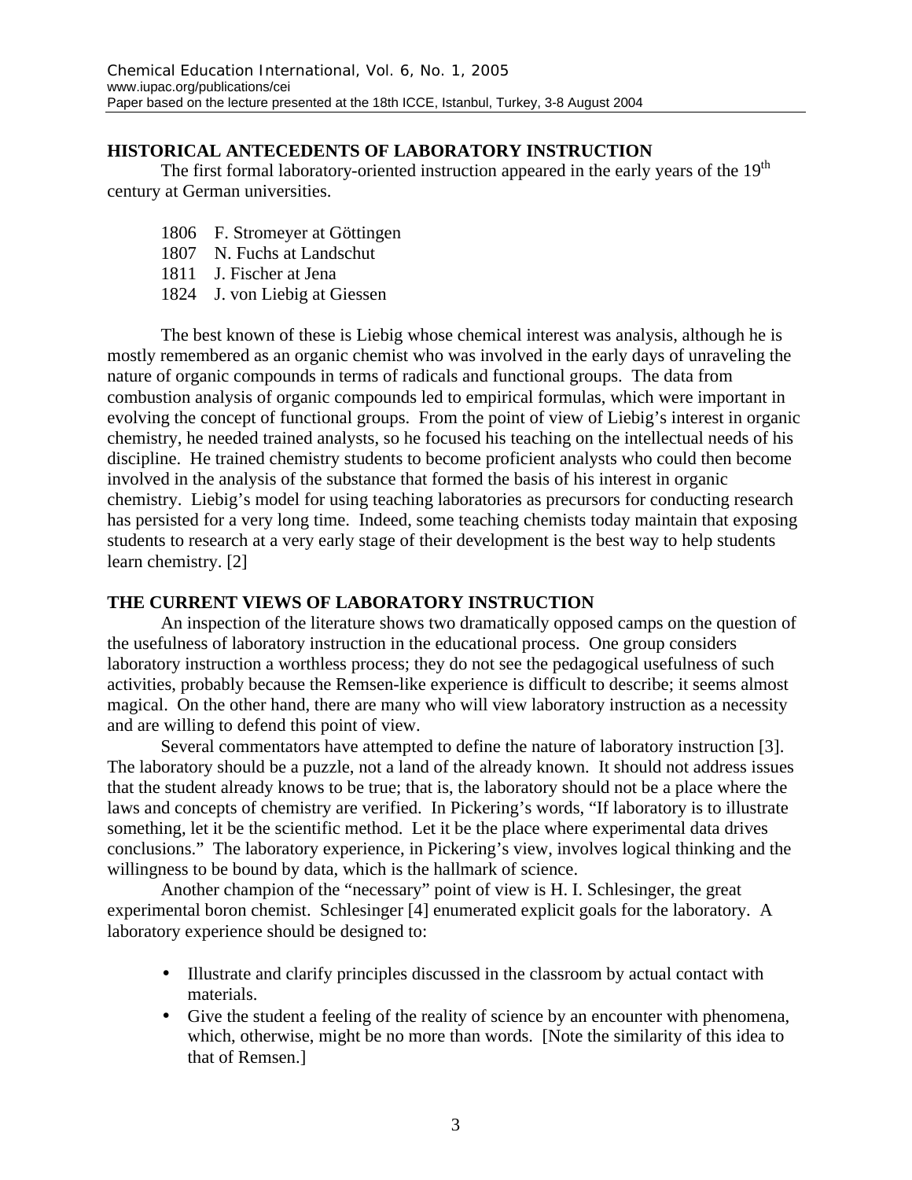## HISTORICAL ANTECEDENTS OF LABORATORY INSTRUCTION

The first formal laboratory-oriented instruction appeared in the early years of the 19th century at German universities.

1806 F. Stromeyer at Göttingen
1807 N. Fuchs at Landschut
1811 J. Fischer at Jena
1824 J. von Liebig at Giessen

The best known of these is Liebig whose chemical interest was analysis, although he is mostly remembered as an organic chemist who was involved in the early days of unraveling the nature of organic compounds in terms of radicals and functional groups. The data from combustion analysis of organic compounds led to empirical formulas, which were important in evolving the concept of functional groups. From the point of view of Liebig's interest in organic chemistry, he needed trained analysts, so he focused his teaching on the intellectual needs of his discipline. He trained chemistry students to become proficient analysts who could then become involved in the analysis of the substance that formed the basis of his interest in organic chemistry. Liebig's model for using teaching laboratories as precursors for conducting research has persisted for a very long time. Indeed, some teaching chemists today maintain that exposing students to research at a very early stage of their development is the best way to help students learn chemistry. [2]

## THE CURRENT VIEWS OF LABORATORY INSTRUCTION

An inspection of the literature shows two dramatically opposed camps on the question of the usefulness of laboratory instruction in the educational process. One group considers laboratory instruction a worthless process; they do not see the pedagogical usefulness of such activities, probably because the Remsen-like experience is difficult to describe; it seems almost magical. On the other hand, there are many who will view laboratory instruction as a necessity and are willing to defend this point of view.

Several commentators have attempted to define the nature of laboratory instruction [3]. The laboratory should be a puzzle, not a land of the already known. It should not address issues that the student already knows to be true; that is, the laboratory should not be a place where the laws and concepts of chemistry are verified. In Pickering's words, "If laboratory is to illustrate something, let it be the scientific method. Let it be the place where experimental data drives conclusions." The laboratory experience, in Pickering's view, involves logical thinking and the willingness to be bound by data, which is the hallmark of science.

Another champion of the "necessary" point of view is H. I. Schlesinger, the great experimental boron chemist. Schlesinger [4] enumerated explicit goals for the laboratory. A laboratory experience should be designed to:

- Illustrate and clarify principles discussed in the classroom by actual contact with materials.
- Give the student a feeling of the reality of science by an encounter with phenomena, which, otherwise, might be no more than words. [Note the similarity of this idea to that of Remsen.]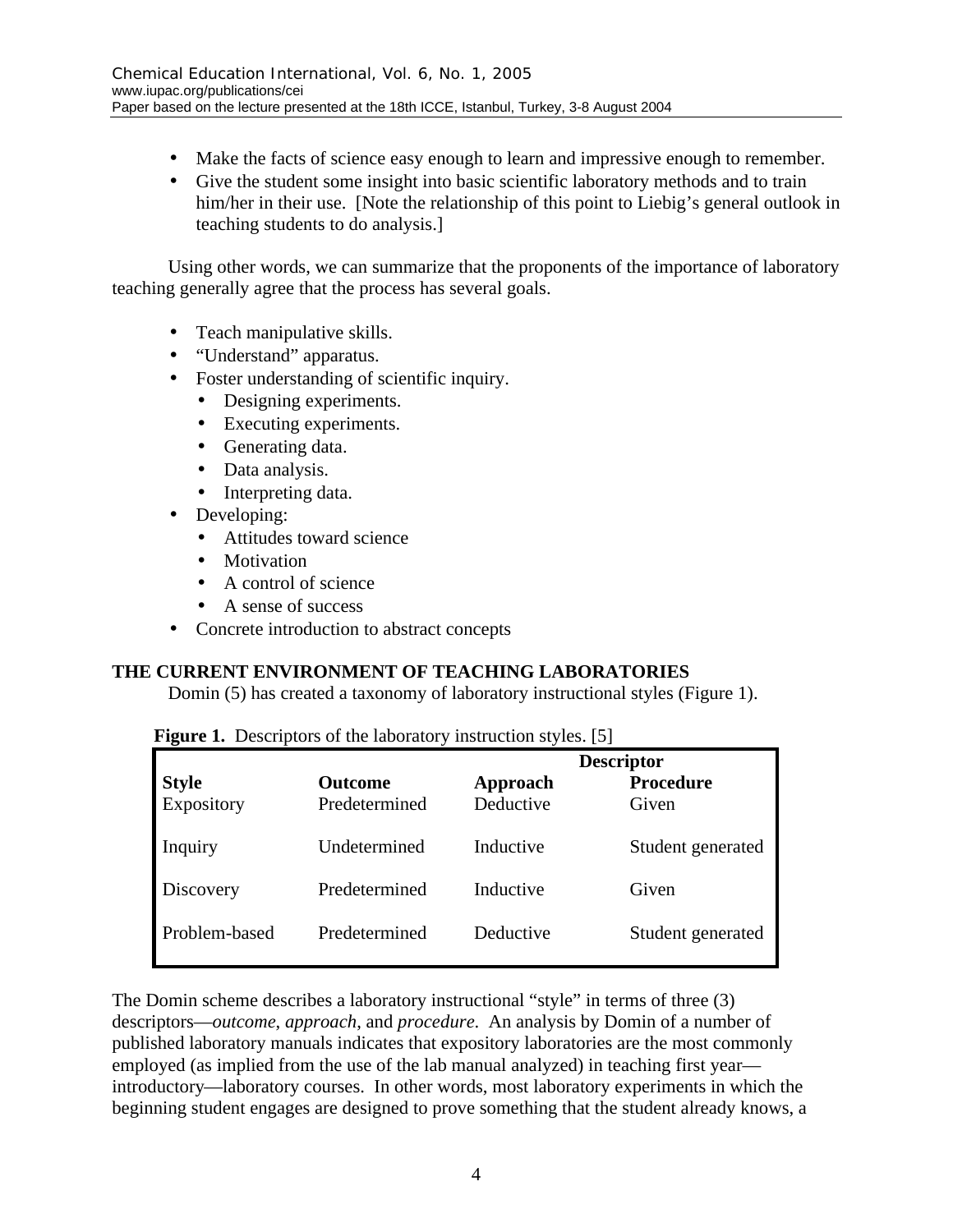- Make the facts of science easy enough to learn and impressive enough to remember.
- Give the student some insight into basic scientific laboratory methods and to train him/her in their use. [Note the relationship of this point to Liebig's general outlook in teaching students to do analysis.]

Using other words, we can summarize that the proponents of the importance of laboratory teaching generally agree that the process has several goals.

- Teach manipulative skills.
- "Understand" apparatus.
- Foster understanding of scientific inquiry.
  - Designing experiments.
  - Executing experiments.
  - Generating data.
  - Data analysis.
  - Interpreting data.
- Developing:
  - Attitudes toward science
  - Motivation
  - A control of science
  - A sense of success
- Concrete introduction to abstract concepts

## THE CURRENT ENVIRONMENT OF TEACHING LABORATORIES

Domin (5) has created a taxonomy of laboratory instructional styles (Figure 1).

**Figure 1.** Descriptors of the laboratory instruction styles. [5]

| | Descriptor | | |
|---|---|---|---|
| **Style** | **Outcome** | **Approach** | **Procedure** |
| Expository | Predetermined | Deductive | Given |
| Inquiry | Undetermined | Inductive | Student generated |
| Discovery | Predetermined | Inductive | Given |
| Problem-based | Predetermined | Deductive | Student generated |

The Domin scheme describes a laboratory instructional "style" in terms of three (3) descriptors—*outcome*, *approach*, and *procedure.* An analysis by Domin of a number of published laboratory manuals indicates that expository laboratories are the most commonly employed (as implied from the use of the lab manual analyzed) in teaching first year—introductory—laboratory courses. In other words, most laboratory experiments in which the beginning student engages are designed to prove something that the student already knows, a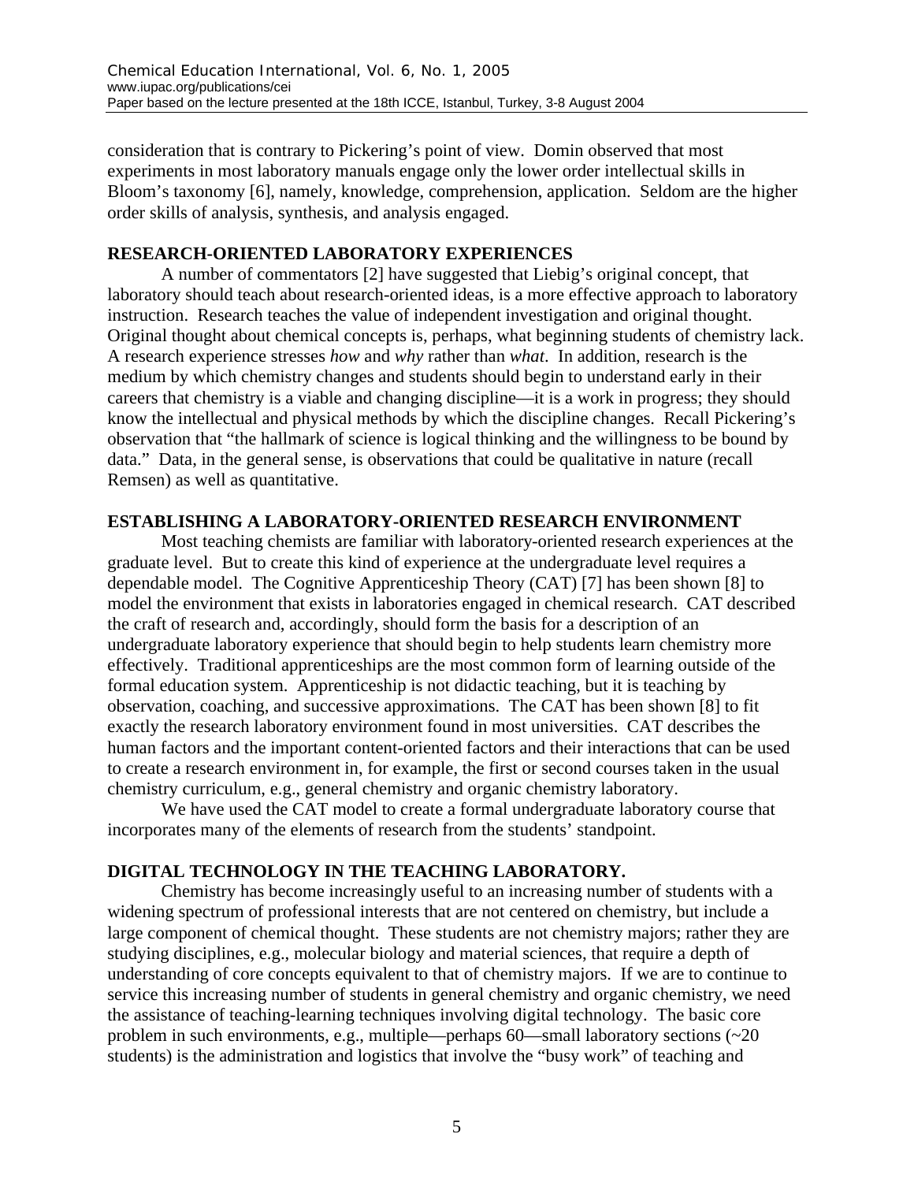consideration that is contrary to Pickering's point of view. Domin observed that most experiments in most laboratory manuals engage only the lower order intellectual skills in Bloom's taxonomy [6], namely, knowledge, comprehension, application. Seldom are the higher order skills of analysis, synthesis, and analysis engaged.

## RESEARCH-ORIENTED LABORATORY EXPERIENCES

A number of commentators [2] have suggested that Liebig's original concept, that laboratory should teach about research-oriented ideas, is a more effective approach to laboratory instruction. Research teaches the value of independent investigation and original thought. Original thought about chemical concepts is, perhaps, what beginning students of chemistry lack. A research experience stresses *how* and *why* rather than *what*. In addition, research is the medium by which chemistry changes and students should begin to understand early in their careers that chemistry is a viable and changing discipline—it is a work in progress; they should know the intellectual and physical methods by which the discipline changes. Recall Pickering's observation that "the hallmark of science is logical thinking and the willingness to be bound by data." Data, in the general sense, is observations that could be qualitative in nature (recall Remsen) as well as quantitative.

## ESTABLISHING A LABORATORY-ORIENTED RESEARCH ENVIRONMENT

Most teaching chemists are familiar with laboratory-oriented research experiences at the graduate level. But to create this kind of experience at the undergraduate level requires a dependable model. The Cognitive Apprenticeship Theory (CAT) [7] has been shown [8] to model the environment that exists in laboratories engaged in chemical research. CAT described the craft of research and, accordingly, should form the basis for a description of an undergraduate laboratory experience that should begin to help students learn chemistry more effectively. Traditional apprenticeships are the most common form of learning outside of the formal education system. Apprenticeship is not didactic teaching, but it is teaching by observation, coaching, and successive approximations. The CAT has been shown [8] to fit exactly the research laboratory environment found in most universities. CAT describes the human factors and the important content-oriented factors and their interactions that can be used to create a research environment in, for example, the first or second courses taken in the usual chemistry curriculum, e.g., general chemistry and organic chemistry laboratory.

We have used the CAT model to create a formal undergraduate laboratory course that incorporates many of the elements of research from the students' standpoint.

## DIGITAL TECHNOLOGY IN THE TEACHING LABORATORY.

Chemistry has become increasingly useful to an increasing number of students with a widening spectrum of professional interests that are not centered on chemistry, but include a large component of chemical thought. These students are not chemistry majors; rather they are studying disciplines, e.g., molecular biology and material sciences, that require a depth of understanding of core concepts equivalent to that of chemistry majors. If we are to continue to service this increasing number of students in general chemistry and organic chemistry, we need the assistance of teaching-learning techniques involving digital technology. The basic core problem in such environments, e.g., multiple—perhaps 60—small laboratory sections (~20 students) is the administration and logistics that involve the "busy work" of teaching and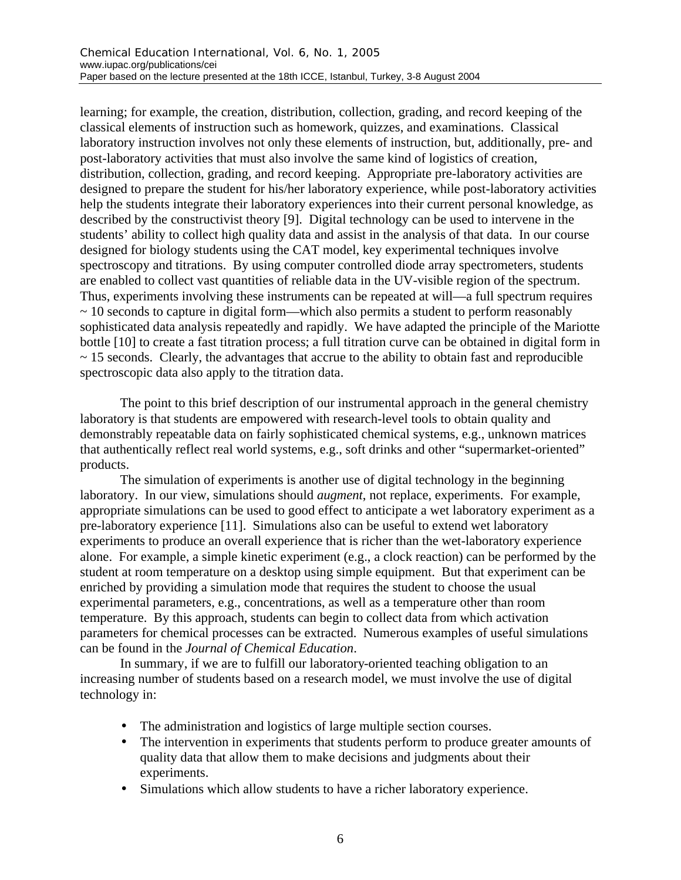learning; for example, the creation, distribution, collection, grading, and record keeping of the classical elements of instruction such as homework, quizzes, and examinations. Classical laboratory instruction involves not only these elements of instruction, but, additionally, pre- and post-laboratory activities that must also involve the same kind of logistics of creation, distribution, collection, grading, and record keeping. Appropriate pre-laboratory activities are designed to prepare the student for his/her laboratory experience, while post-laboratory activities help the students integrate their laboratory experiences into their current personal knowledge, as described by the constructivist theory [9]. Digital technology can be used to intervene in the students' ability to collect high quality data and assist in the analysis of that data. In our course designed for biology students using the CAT model, key experimental techniques involve spectroscopy and titrations. By using computer controlled diode array spectrometers, students are enabled to collect vast quantities of reliable data in the UV-visible region of the spectrum. Thus, experiments involving these instruments can be repeated at will—a full spectrum requires ~ 10 seconds to capture in digital form—which also permits a student to perform reasonably sophisticated data analysis repeatedly and rapidly. We have adapted the principle of the Mariotte bottle [10] to create a fast titration process; a full titration curve can be obtained in digital form in ~ 15 seconds. Clearly, the advantages that accrue to the ability to obtain fast and reproducible spectroscopic data also apply to the titration data.

The point to this brief description of our instrumental approach in the general chemistry laboratory is that students are empowered with research-level tools to obtain quality and demonstrably repeatable data on fairly sophisticated chemical systems, e.g., unknown matrices that authentically reflect real world systems, e.g., soft drinks and other "supermarket-oriented" products.

The simulation of experiments is another use of digital technology in the beginning laboratory. In our view, simulations should *augment*, not replace, experiments. For example, appropriate simulations can be used to good effect to anticipate a wet laboratory experiment as a pre-laboratory experience [11]. Simulations also can be useful to extend wet laboratory experiments to produce an overall experience that is richer than the wet-laboratory experience alone. For example, a simple kinetic experiment (e.g., a clock reaction) can be performed by the student at room temperature on a desktop using simple equipment. But that experiment can be enriched by providing a simulation mode that requires the student to choose the usual experimental parameters, e.g., concentrations, as well as a temperature other than room temperature. By this approach, students can begin to collect data from which activation parameters for chemical processes can be extracted. Numerous examples of useful simulations can be found in the *Journal of Chemical Education*.

In summary, if we are to fulfill our laboratory-oriented teaching obligation to an increasing number of students based on a research model, we must involve the use of digital technology in:

- The administration and logistics of large multiple section courses.
- The intervention in experiments that students perform to produce greater amounts of quality data that allow them to make decisions and judgments about their experiments.
- Simulations which allow students to have a richer laboratory experience.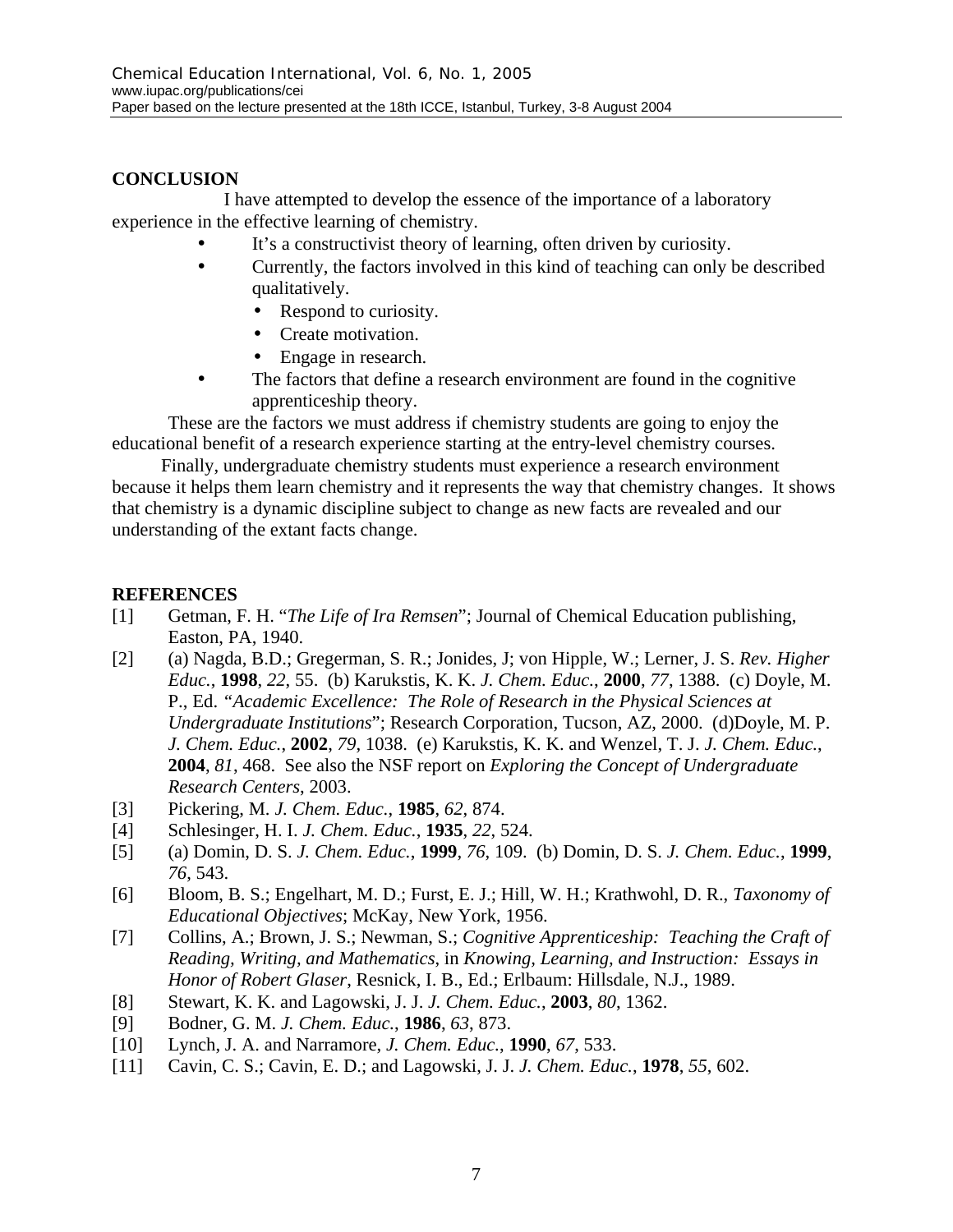## CONCLUSION

I have attempted to develop the essence of the importance of a laboratory experience in the effective learning of chemistry.

- It's a constructivist theory of learning, often driven by curiosity.
- Currently, the factors involved in this kind of teaching can only be described qualitatively.
  - Respond to curiosity.
  - Create motivation.
  - Engage in research.
- The factors that define a research environment are found in the cognitive apprenticeship theory.

These are the factors we must address if chemistry students are going to enjoy the educational benefit of a research experience starting at the entry-level chemistry courses.

Finally, undergraduate chemistry students must experience a research environment because it helps them learn chemistry and it represents the way that chemistry changes. It shows that chemistry is a dynamic discipline subject to change as new facts are revealed and our understanding of the extant facts change.

## REFERENCES

[1] Getman, F. H. "*The Life of Ira Remsen*"; Journal of Chemical Education publishing, Easton, PA, 1940.

[2] (a) Nagda, B.D.; Gregerman, S. R.; Jonides, J; von Hipple, W.; Lerner, J. S. *Rev. Higher Educ.*, **1998**, *22*, 55. (b) Karukstis, K. K. *J. Chem. Educ.*, **2000**, *77*, 1388. (c) Doyle, M. P., Ed. *"Academic Excellence: The Role of Research in the Physical Sciences at Undergraduate Institutions*"; Research Corporation, Tucson, AZ, 2000. (d)Doyle, M. P. *J. Chem. Educ.*, **2002**, *79*, 1038. (e) Karukstis, K. K. and Wenzel, T. J. *J. Chem. Educ.*, **2004**, *81*, 468. See also the NSF report on *Exploring the Concept of Undergraduate Research Centers*, 2003.

[3] Pickering, M. *J. Chem. Educ.*, **1985**, *62*, 874.

[4] Schlesinger, H. I. *J. Chem. Educ.*, **1935**, *22*, 524.

[5] (a) Domin, D. S. *J. Chem. Educ.*, **1999**, *76*, 109. (b) Domin, D. S. *J. Chem. Educ.*, **1999**, *76*, 543.

[6] Bloom, B. S.; Engelhart, M. D.; Furst, E. J.; Hill, W. H.; Krathwohl, D. R., *Taxonomy of Educational Objectives*; McKay, New York, 1956.

[7] Collins, A.; Brown, J. S.; Newman, S.; *Cognitive Apprenticeship: Teaching the Craft of Reading, Writing, and Mathematics*, in *Knowing, Learning, and Instruction: Essays in Honor of Robert Glaser*, Resnick, I. B., Ed.; Erlbaum: Hillsdale, N.J., 1989.

[8] Stewart, K. K. and Lagowski, J. J. *J. Chem. Educ.*, **2003**, *80*, 1362.

[9] Bodner, G. M. *J. Chem. Educ.*, **1986**, *63*, 873.

[10] Lynch, J. A. and Narramore, *J. Chem. Educ.*, **1990**, *67*, 533.

[11] Cavin, C. S.; Cavin, E. D.; and Lagowski, J. J. *J. Chem. Educ.*, **1978**, *55*, 602.